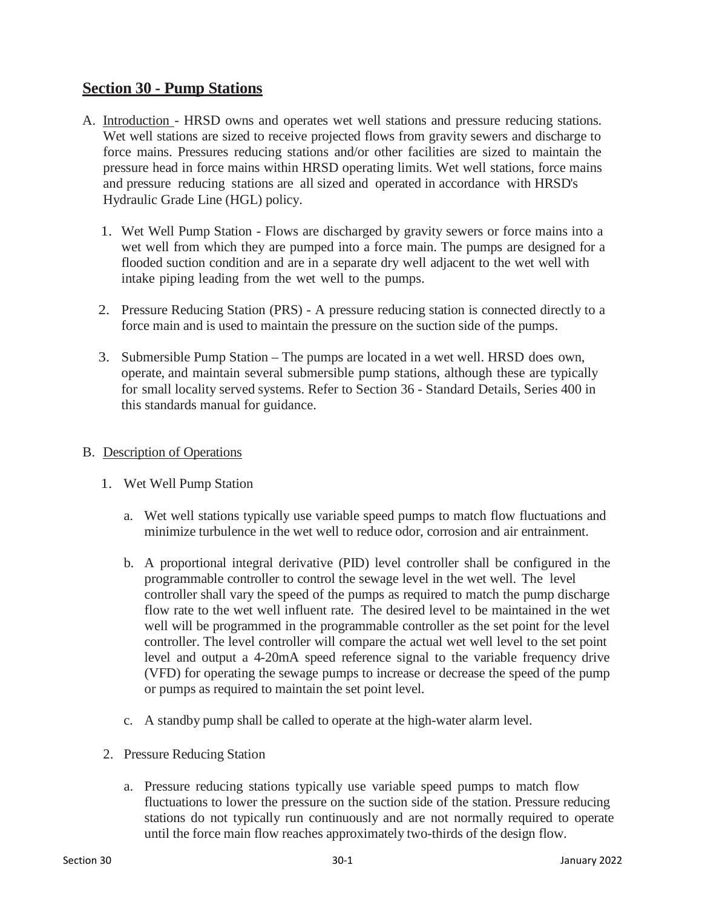# Section 30 - Pump Stations

A. Introduction - HRSD owns and operates wet well stations and pressure reducing stations. Wet well stations are sized to receive projected flows from gravity sewers and discharge to force mains. Pressures reducing stations and/or other facilities are sized to maintain the pressure head in force mains within HRSD operating limits. Wet well stations, force mains and pressure reducing stations are all sized and operated in accordance with HRSD's Hydraulic Grade Line (HGL) policy.

1. Wet Well Pump Station - Flows are discharged by gravity sewers or force mains into a wet well from which they are pumped into a force main. The pumps are designed for a flooded suction condition and are in a separate dry well adjacent to the wet well with intake piping leading from the wet well to the pumps.

2. Pressure Reducing Station (PRS) - A pressure reducing station is connected directly to a force main and is used to maintain the pressure on the suction side of the pumps.

3. Submersible Pump Station – The pumps are located in a wet well. HRSD does own, operate, and maintain several submersible pump stations, although these are typically for small locality served systems. Refer to Section 36 - Standard Details, Series 400 in this standards manual for guidance.

B. Description of Operations

1. Wet Well Pump Station

   a. Wet well stations typically use variable speed pumps to match flow fluctuations and minimize turbulence in the wet well to reduce odor, corrosion and air entrainment.

   b. A proportional integral derivative (PID) level controller shall be configured in the programmable controller to control the sewage level in the wet well. The level controller shall vary the speed of the pumps as required to match the pump discharge flow rate to the wet well influent rate. The desired level to be maintained in the wet well will be programmed in the programmable controller as the set point for the level controller. The level controller will compare the actual wet well level to the set point level and output a 4-20mA speed reference signal to the variable frequency drive (VFD) for operating the sewage pumps to increase or decrease the speed of the pump or pumps as required to maintain the set point level.

   c. A standby pump shall be called to operate at the high-water alarm level.

2. Pressure Reducing Station

   a. Pressure reducing stations typically use variable speed pumps to match flow fluctuations to lower the pressure on the suction side of the station. Pressure reducing stations do not typically run continuously and are not normally required to operate until the force main flow reaches approximately two-thirds of the design flow.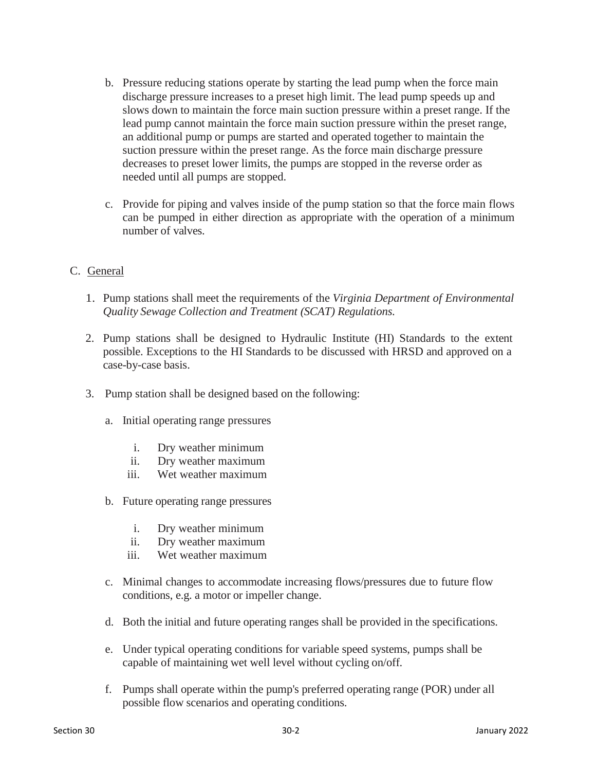b. Pressure reducing stations operate by starting the lead pump when the force main discharge pressure increases to a preset high limit. The lead pump speeds up and slows down to maintain the force main suction pressure within a preset range. If the lead pump cannot maintain the force main suction pressure within the preset range, an additional pump or pumps are started and operated together to maintain the suction pressure within the preset range. As the force main discharge pressure decreases to preset lower limits, the pumps are stopped in the reverse order as needed until all pumps are stopped.

c. Provide for piping and valves inside of the pump station so that the force main flows can be pumped in either direction as appropriate with the operation of a minimum number of valves.

C. General

1. Pump stations shall meet the requirements of the *Virginia Department of Environmental Quality Sewage Collection and Treatment (SCAT) Regulations.*

2. Pump stations shall be designed to Hydraulic Institute (HI) Standards to the extent possible. Exceptions to the HI Standards to be discussed with HRSD and approved on a case-by-case basis.

3. Pump station shall be designed based on the following:

   a. Initial operating range pressures

      i. Dry weather minimum
      ii. Dry weather maximum
      iii. Wet weather maximum

   b. Future operating range pressures

      i. Dry weather minimum
      ii. Dry weather maximum
      iii. Wet weather maximum

   c. Minimal changes to accommodate increasing flows/pressures due to future flow conditions, e.g. a motor or impeller change.

   d. Both the initial and future operating ranges shall be provided in the specifications.

   e. Under typical operating conditions for variable speed systems, pumps shall be capable of maintaining wet well level without cycling on/off.

   f. Pumps shall operate within the pump's preferred operating range (POR) under all possible flow scenarios and operating conditions.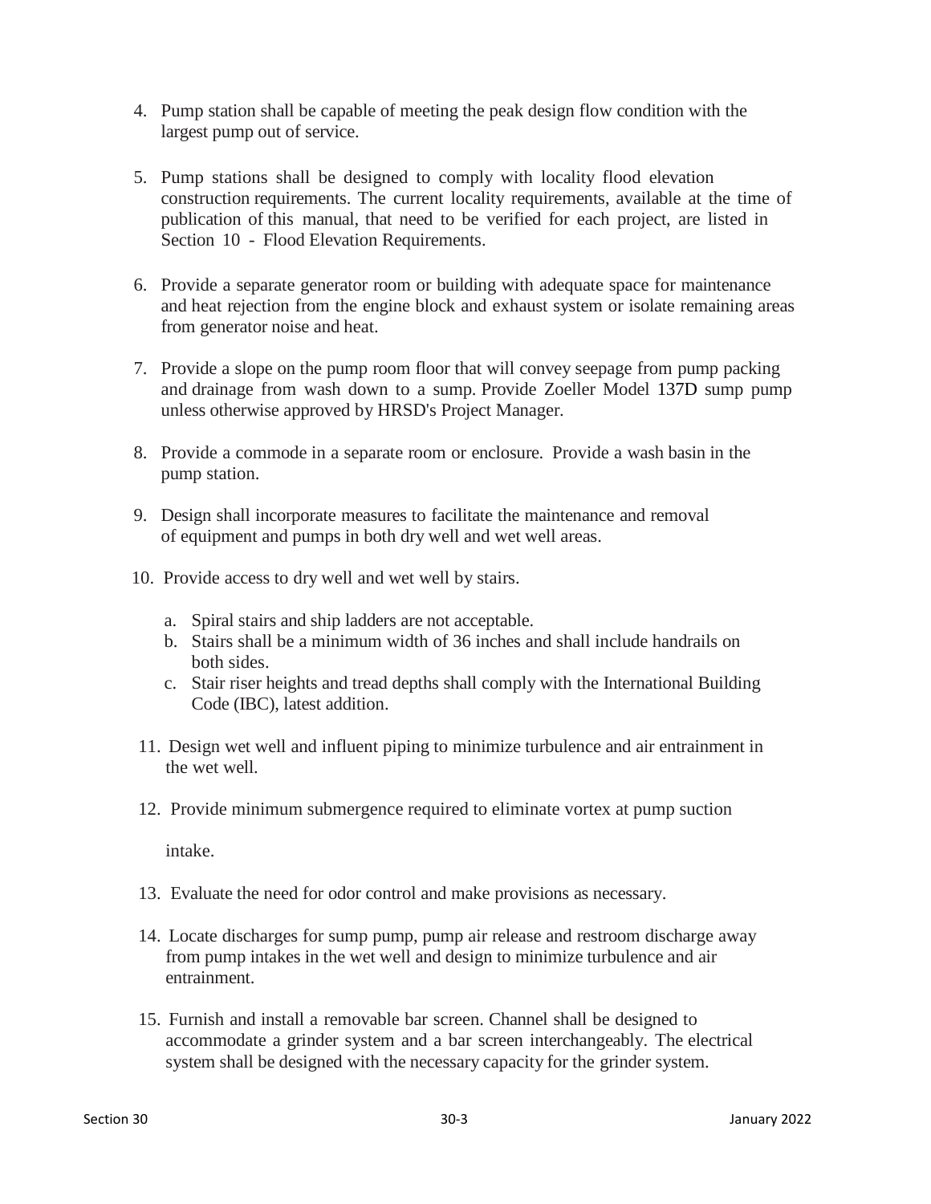4. Pump station shall be capable of meeting the peak design flow condition with the largest pump out of service.

5. Pump stations shall be designed to comply with locality flood elevation construction requirements. The current locality requirements, available at the time of publication of this manual, that need to be verified for each project, are listed in Section 10 - Flood Elevation Requirements.

6. Provide a separate generator room or building with adequate space for maintenance and heat rejection from the engine block and exhaust system or isolate remaining areas from generator noise and heat.

7. Provide a slope on the pump room floor that will convey seepage from pump packing and drainage from wash down to a sump. Provide Zoeller Model 137D sump pump unless otherwise approved by HRSD's Project Manager.

8. Provide a commode in a separate room or enclosure. Provide a wash basin in the pump station.

9. Design shall incorporate measures to facilitate the maintenance and removal of equipment and pumps in both dry well and wet well areas.

10. Provide access to dry well and wet well by stairs.

    a. Spiral stairs and ship ladders are not acceptable.
    b. Stairs shall be a minimum width of 36 inches and shall include handrails on both sides.
    c. Stair riser heights and tread depths shall comply with the International Building Code (IBC), latest addition.

11. Design wet well and influent piping to minimize turbulence and air entrainment in the wet well.

12. Provide minimum submergence required to eliminate vortex at pump suction

    intake.

13. Evaluate the need for odor control and make provisions as necessary.

14. Locate discharges for sump pump, pump air release and restroom discharge away from pump intakes in the wet well and design to minimize turbulence and air entrainment.

15. Furnish and install a removable bar screen. Channel shall be designed to accommodate a grinder system and a bar screen interchangeably. The electrical system shall be designed with the necessary capacity for the grinder system.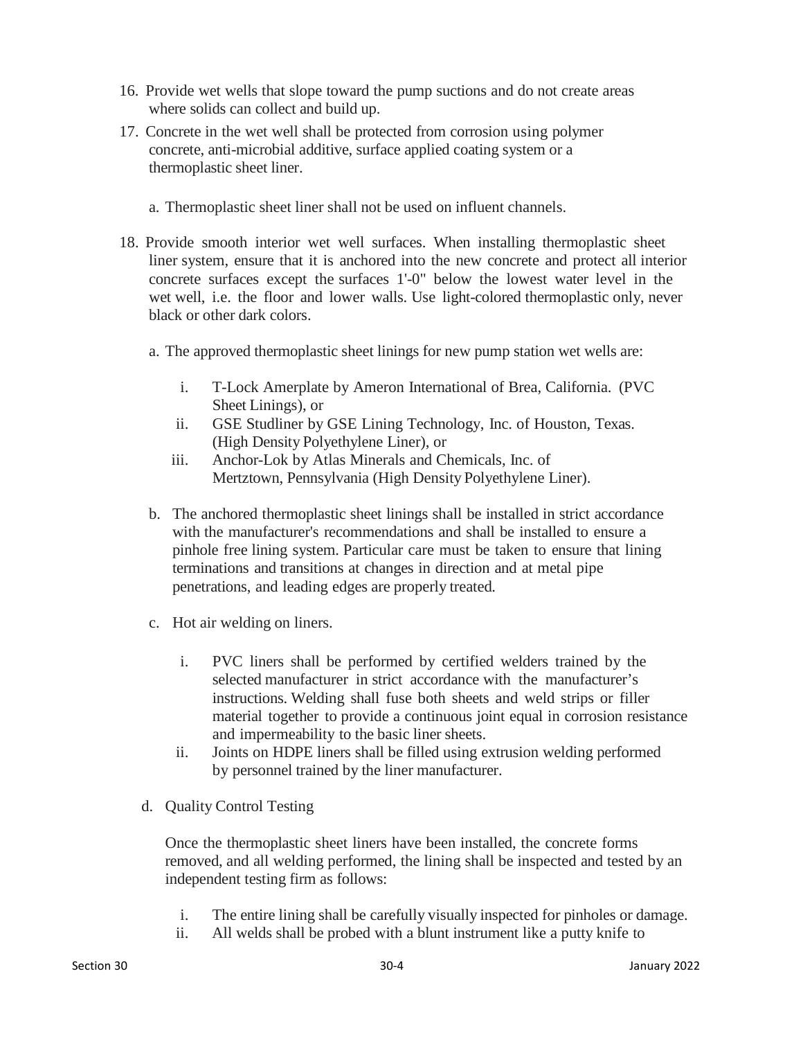16. Provide wet wells that slope toward the pump suctions and do not create areas where solids can collect and build up.

17. Concrete in the wet well shall be protected from corrosion using polymer concrete, anti-microbial additive, surface applied coating system or a thermoplastic sheet liner.

    a. Thermoplastic sheet liner shall not be used on influent channels.

18. Provide smooth interior wet well surfaces. When installing thermoplastic sheet liner system, ensure that it is anchored into the new concrete and protect all interior concrete surfaces except the surfaces 1'-0" below the lowest water level in the wet well, i.e. the floor and lower walls. Use light-colored thermoplastic only, never black or other dark colors.

    a. The approved thermoplastic sheet linings for new pump station wet wells are:

        i. T-Lock Amerplate by Ameron International of Brea, California. (PVC Sheet Linings), or
        ii. GSE Studliner by GSE Lining Technology, Inc. of Houston, Texas. (High Density Polyethylene Liner), or
        iii. Anchor-Lok by Atlas Minerals and Chemicals, Inc. of Mertztown, Pennsylvania (High Density Polyethylene Liner).

    b. The anchored thermoplastic sheet linings shall be installed in strict accordance with the manufacturer's recommendations and shall be installed to ensure a pinhole free lining system. Particular care must be taken to ensure that lining terminations and transitions at changes in direction and at metal pipe penetrations, and leading edges are properly treated.

    c. Hot air welding on liners.

        i. PVC liners shall be performed by certified welders trained by the selected manufacturer in strict accordance with the manufacturer's instructions. Welding shall fuse both sheets and weld strips or filler material together to provide a continuous joint equal in corrosion resistance and impermeability to the basic liner sheets.
        ii. Joints on HDPE liners shall be filled using extrusion welding performed by personnel trained by the liner manufacturer.

    d. Quality Control Testing

       Once the thermoplastic sheet liners have been installed, the concrete forms removed, and all welding performed, the lining shall be inspected and tested by an independent testing firm as follows:

        i. The entire lining shall be carefully visually inspected for pinholes or damage.
        ii. All welds shall be probed with a blunt instrument like a putty knife to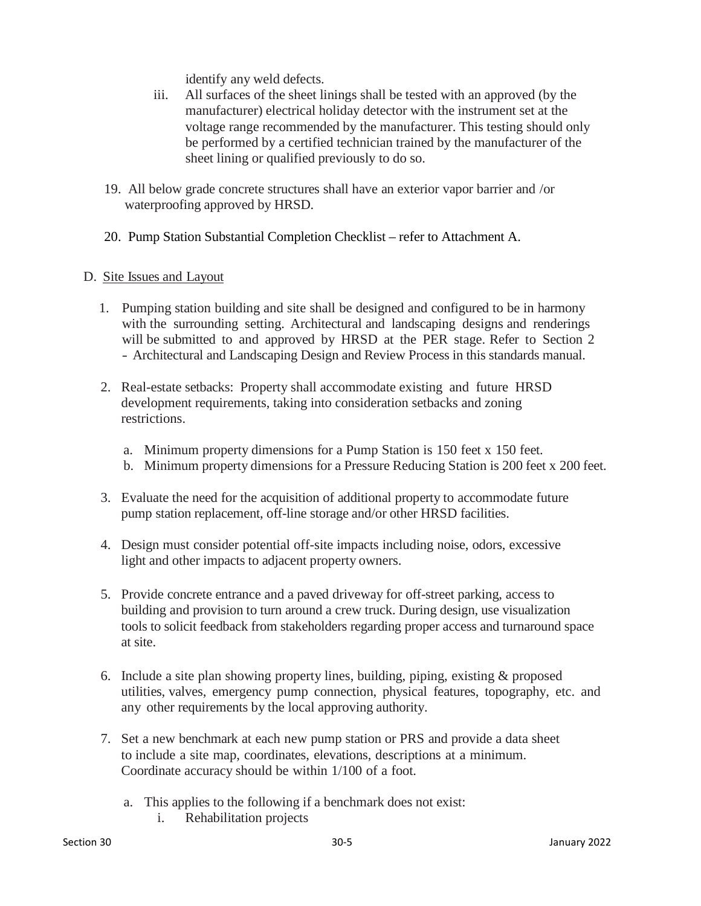identify any weld defects.

iii. All surfaces of the sheet linings shall be tested with an approved (by the manufacturer) electrical holiday detector with the instrument set at the voltage range recommended by the manufacturer. This testing should only be performed by a certified technician trained by the manufacturer of the sheet lining or qualified previously to do so.

19. All below grade concrete structures shall have an exterior vapor barrier and /or waterproofing approved by HRSD.

20. Pump Station Substantial Completion Checklist – refer to Attachment A.

D. Site Issues and Layout

1. Pumping station building and site shall be designed and configured to be in harmony with the surrounding setting. Architectural and landscaping designs and renderings will be submitted to and approved by HRSD at the PER stage. Refer to Section 2 - Architectural and Landscaping Design and Review Process in this standards manual.

2. Real-estate setbacks: Property shall accommodate existing and future HRSD development requirements, taking into consideration setbacks and zoning restrictions.

   a. Minimum property dimensions for a Pump Station is 150 feet x 150 feet.
   b. Minimum property dimensions for a Pressure Reducing Station is 200 feet x 200 feet.

3. Evaluate the need for the acquisition of additional property to accommodate future pump station replacement, off-line storage and/or other HRSD facilities.

4. Design must consider potential off-site impacts including noise, odors, excessive light and other impacts to adjacent property owners.

5. Provide concrete entrance and a paved driveway for off-street parking, access to building and provision to turn around a crew truck. During design, use visualization tools to solicit feedback from stakeholders regarding proper access and turnaround space at site.

6. Include a site plan showing property lines, building, piping, existing & proposed utilities, valves, emergency pump connection, physical features, topography, etc. and any other requirements by the local approving authority.

7. Set a new benchmark at each new pump station or PRS and provide a data sheet to include a site map, coordinates, elevations, descriptions at a minimum. Coordinate accuracy should be within 1/100 of a foot.

   a. This applies to the following if a benchmark does not exist:
      i. Rehabilitation projects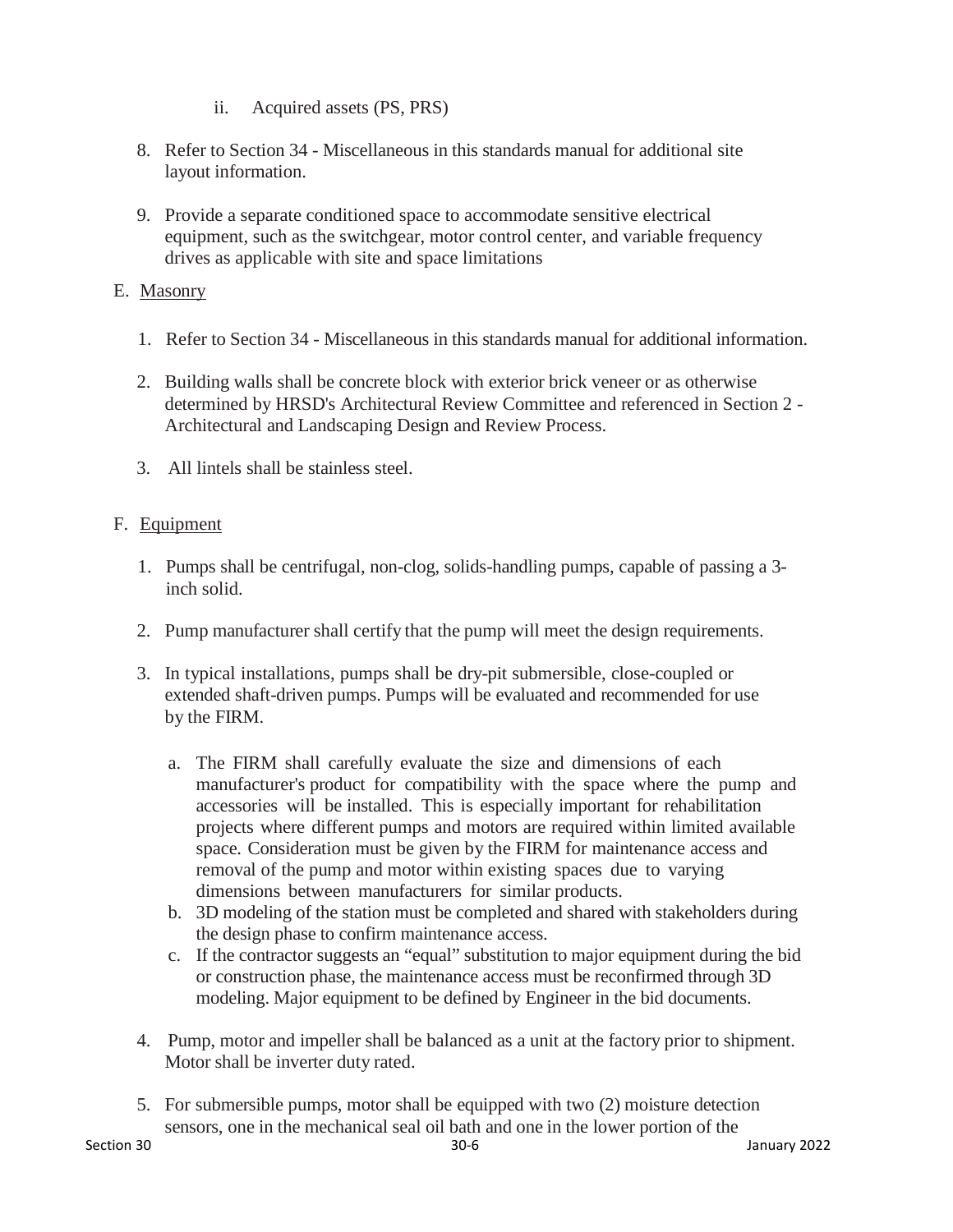ii. Acquired assets (PS, PRS)

8. Refer to Section 34 - Miscellaneous in this standards manual for additional site layout information.

9. Provide a separate conditioned space to accommodate sensitive electrical equipment, such as the switchgear, motor control center, and variable frequency drives as applicable with site and space limitations

E. <u>Masonry</u>

1. Refer to Section 34 - Miscellaneous in this standards manual for additional information.

2. Building walls shall be concrete block with exterior brick veneer or as otherwise determined by HRSD's Architectural Review Committee and referenced in Section 2 - Architectural and Landscaping Design and Review Process.

3. All lintels shall be stainless steel.

F. <u>Equipment</u>

1. Pumps shall be centrifugal, non-clog, solids-handling pumps, capable of passing a 3-inch solid.

2. Pump manufacturer shall certify that the pump will meet the design requirements.

3. In typical installations, pumps shall be dry-pit submersible, close-coupled or extended shaft-driven pumps. Pumps will be evaluated and recommended for use by the FIRM.

   a. The FIRM shall carefully evaluate the size and dimensions of each manufacturer's product for compatibility with the space where the pump and accessories will be installed. This is especially important for rehabilitation projects where different pumps and motors are required within limited available space. Consideration must be given by the FIRM for maintenance access and removal of the pump and motor within existing spaces due to varying dimensions between manufacturers for similar products.
   b. 3D modeling of the station must be completed and shared with stakeholders during the design phase to confirm maintenance access.
   c. If the contractor suggests an "equal" substitution to major equipment during the bid or construction phase, the maintenance access must be reconfirmed through 3D modeling. Major equipment to be defined by Engineer in the bid documents.

4. Pump, motor and impeller shall be balanced as a unit at the factory prior to shipment. Motor shall be inverter duty rated.

5. For submersible pumps, motor shall be equipped with two (2) moisture detection sensors, one in the mechanical seal oil bath and one in the lower portion of the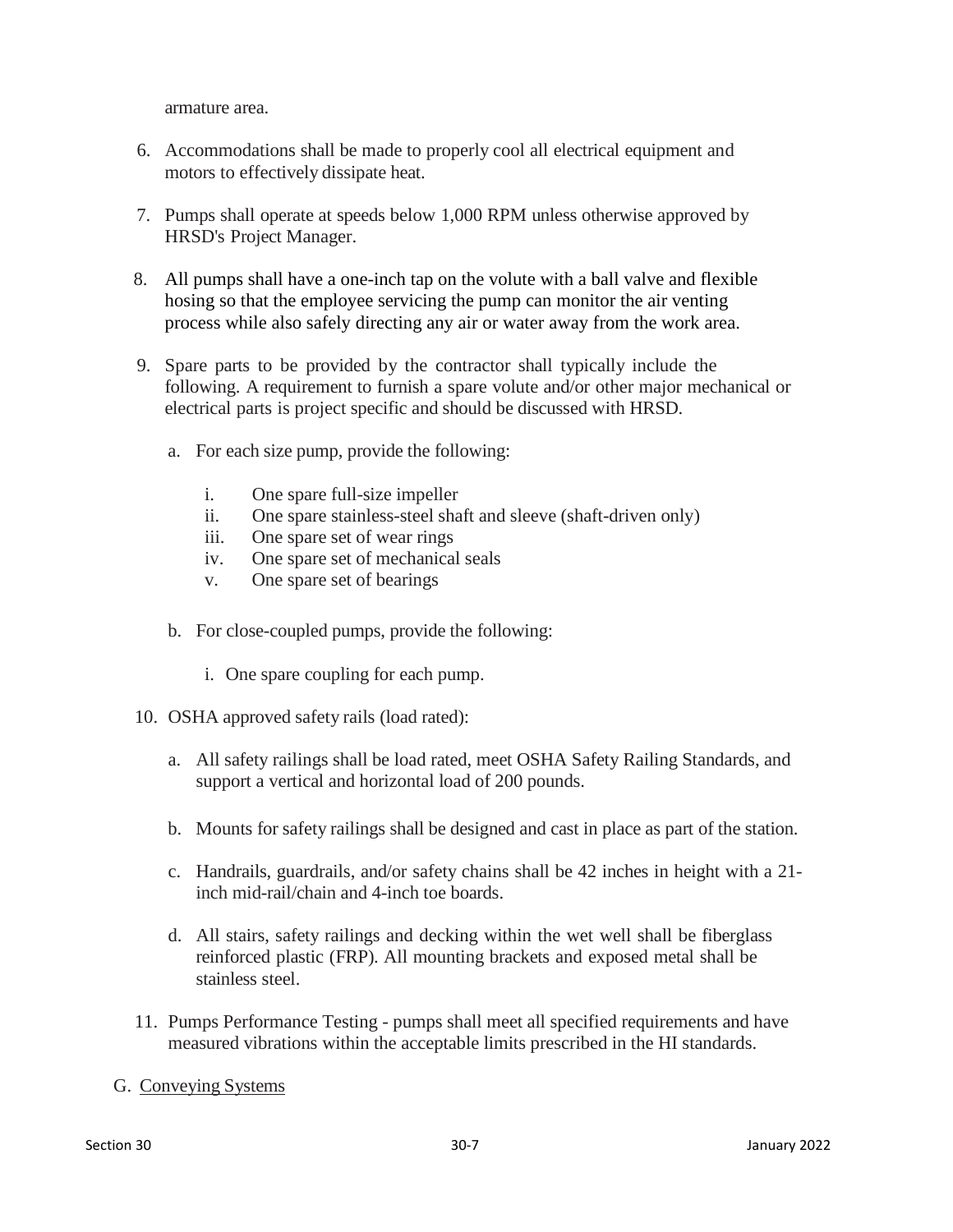armature area.

6. Accommodations shall be made to properly cool all electrical equipment and motors to effectively dissipate heat.

7. Pumps shall operate at speeds below 1,000 RPM unless otherwise approved by HRSD's Project Manager.

8. All pumps shall have a one-inch tap on the volute with a ball valve and flexible hosing so that the employee servicing the pump can monitor the air venting process while also safely directing any air or water away from the work area.

9. Spare parts to be provided by the contractor shall typically include the following. A requirement to furnish a spare volute and/or other major mechanical or electrical parts is project specific and should be discussed with HRSD.

   a. For each size pump, provide the following:

      i. One spare full-size impeller
      ii. One spare stainless-steel shaft and sleeve (shaft-driven only)
      iii. One spare set of wear rings
      iv. One spare set of mechanical seals
      v. One spare set of bearings

   b. For close-coupled pumps, provide the following:

      i. One spare coupling for each pump.

10. OSHA approved safety rails (load rated):

    a. All safety railings shall be load rated, meet OSHA Safety Railing Standards, and support a vertical and horizontal load of 200 pounds.

    b. Mounts for safety railings shall be designed and cast in place as part of the station.

    c. Handrails, guardrails, and/or safety chains shall be 42 inches in height with a 21-inch mid-rail/chain and 4-inch toe boards.

    d. All stairs, safety railings and decking within the wet well shall be fiberglass reinforced plastic (FRP). All mounting brackets and exposed metal shall be stainless steel.

11. Pumps Performance Testing - pumps shall meet all specified requirements and have measured vibrations within the acceptable limits prescribed in the HI standards.

G. <u>Conveying Systems</u>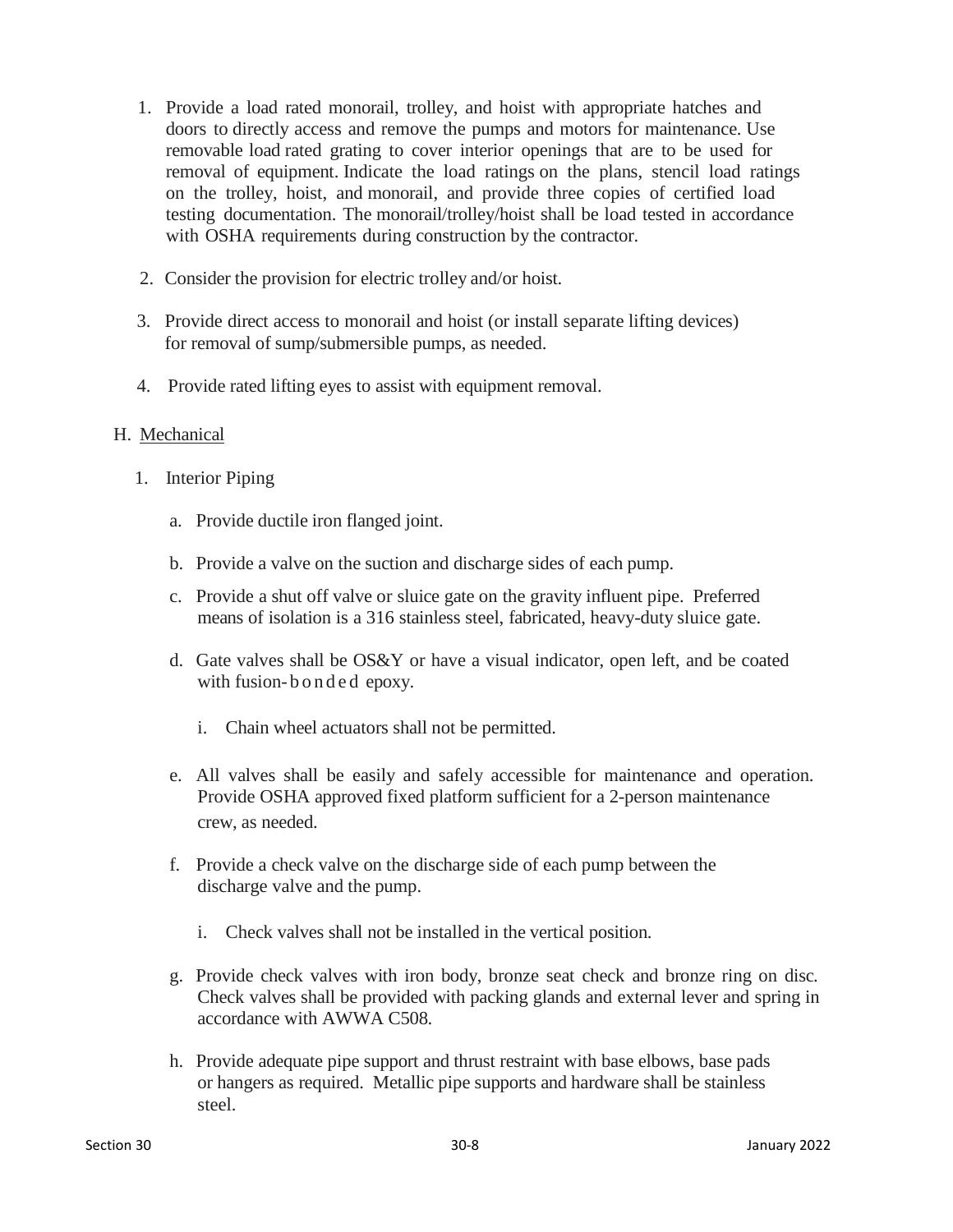1. Provide a load rated monorail, trolley, and hoist with appropriate hatches and doors to directly access and remove the pumps and motors for maintenance. Use removable load rated grating to cover interior openings that are to be used for removal of equipment. Indicate the load ratings on the plans, stencil load ratings on the trolley, hoist, and monorail, and provide three copies of certified load testing documentation. The monorail/trolley/hoist shall be load tested in accordance with OSHA requirements during construction by the contractor.

2. Consider the provision for electric trolley and/or hoist.

3. Provide direct access to monorail and hoist (or install separate lifting devices) for removal of sump/submersible pumps, as needed.

4. Provide rated lifting eyes to assist with equipment removal.

H. Mechanical

1. Interior Piping

   a. Provide ductile iron flanged joint.

   b. Provide a valve on the suction and discharge sides of each pump.

   c. Provide a shut off valve or sluice gate on the gravity influent pipe. Preferred means of isolation is a 316 stainless steel, fabricated, heavy-duty sluice gate.

   d. Gate valves shall be OS&Y or have a visual indicator, open left, and be coated with fusion-bonded epoxy.

      i. Chain wheel actuators shall not be permitted.

   e. All valves shall be easily and safely accessible for maintenance and operation. Provide OSHA approved fixed platform sufficient for a 2-person maintenance crew, as needed.

   f. Provide a check valve on the discharge side of each pump between the discharge valve and the pump.

      i. Check valves shall not be installed in the vertical position.

   g. Provide check valves with iron body, bronze seat check and bronze ring on disc. Check valves shall be provided with packing glands and external lever and spring in accordance with AWWA C508.

   h. Provide adequate pipe support and thrust restraint with base elbows, base pads or hangers as required. Metallic pipe supports and hardware shall be stainless steel.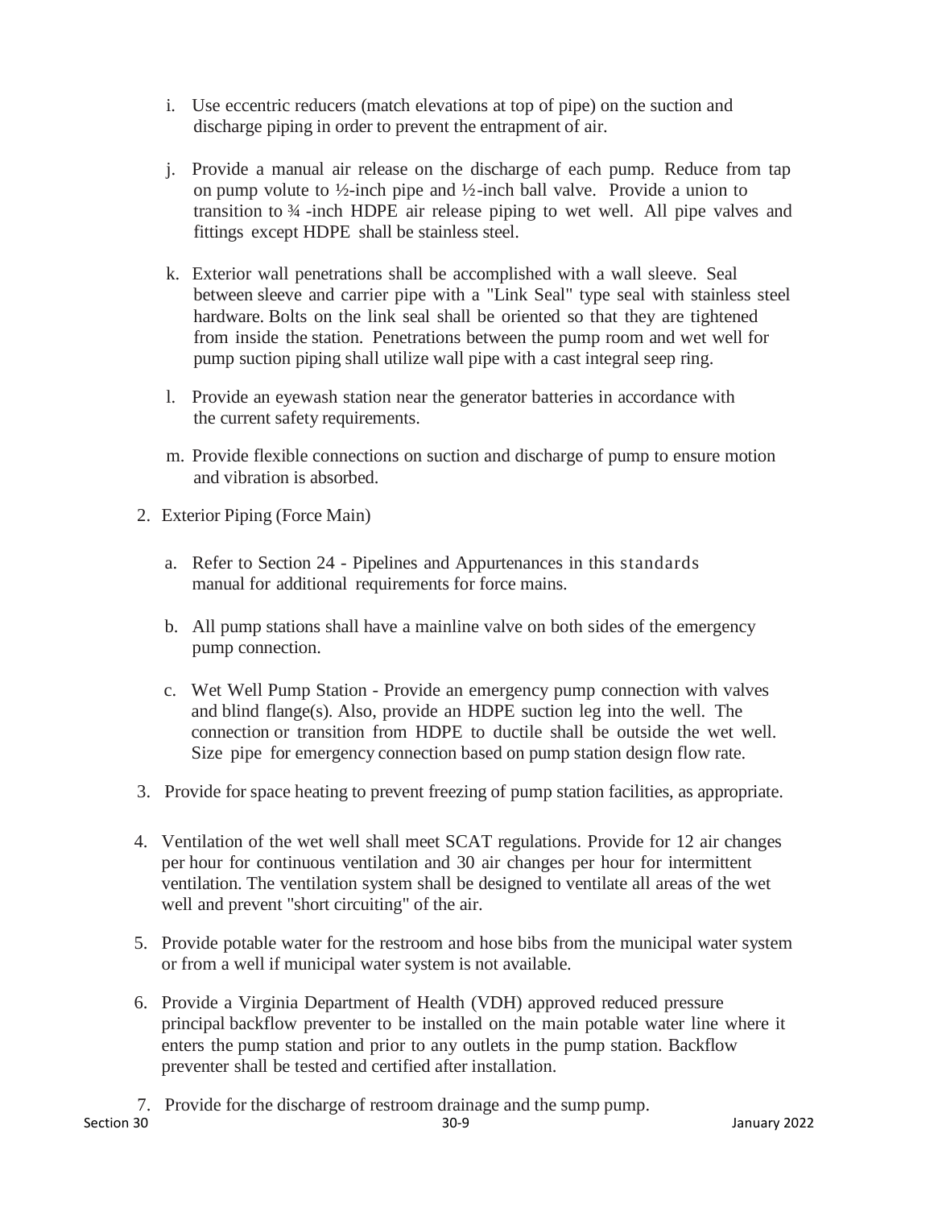i. Use eccentric reducers (match elevations at top of pipe) on the suction and discharge piping in order to prevent the entrapment of air.

j. Provide a manual air release on the discharge of each pump. Reduce from tap on pump volute to ½-inch pipe and ½-inch ball valve. Provide a union to transition to ¾ -inch HDPE air release piping to wet well. All pipe valves and fittings except HDPE shall be stainless steel.

k. Exterior wall penetrations shall be accomplished with a wall sleeve. Seal between sleeve and carrier pipe with a "Link Seal" type seal with stainless steel hardware. Bolts on the link seal shall be oriented so that they are tightened from inside the station. Penetrations between the pump room and wet well for pump suction piping shall utilize wall pipe with a cast integral seep ring.

l. Provide an eyewash station near the generator batteries in accordance with the current safety requirements.

m. Provide flexible connections on suction and discharge of pump to ensure motion and vibration is absorbed.

2. Exterior Piping (Force Main)

   a. Refer to Section 24 - Pipelines and Appurtenances in this standards manual for additional requirements for force mains.

   b. All pump stations shall have a mainline valve on both sides of the emergency pump connection.

   c. Wet Well Pump Station - Provide an emergency pump connection with valves and blind flange(s). Also, provide an HDPE suction leg into the well. The connection or transition from HDPE to ductile shall be outside the wet well. Size pipe for emergency connection based on pump station design flow rate.

3. Provide for space heating to prevent freezing of pump station facilities, as appropriate.

4. Ventilation of the wet well shall meet SCAT regulations. Provide for 12 air changes per hour for continuous ventilation and 30 air changes per hour for intermittent ventilation. The ventilation system shall be designed to ventilate all areas of the wet well and prevent "short circuiting" of the air.

5. Provide potable water for the restroom and hose bibs from the municipal water system or from a well if municipal water system is not available.

6. Provide a Virginia Department of Health (VDH) approved reduced pressure principal backflow preventer to be installed on the main potable water line where it enters the pump station and prior to any outlets in the pump station. Backflow preventer shall be tested and certified after installation.

7. Provide for the discharge of restroom drainage and the sump pump.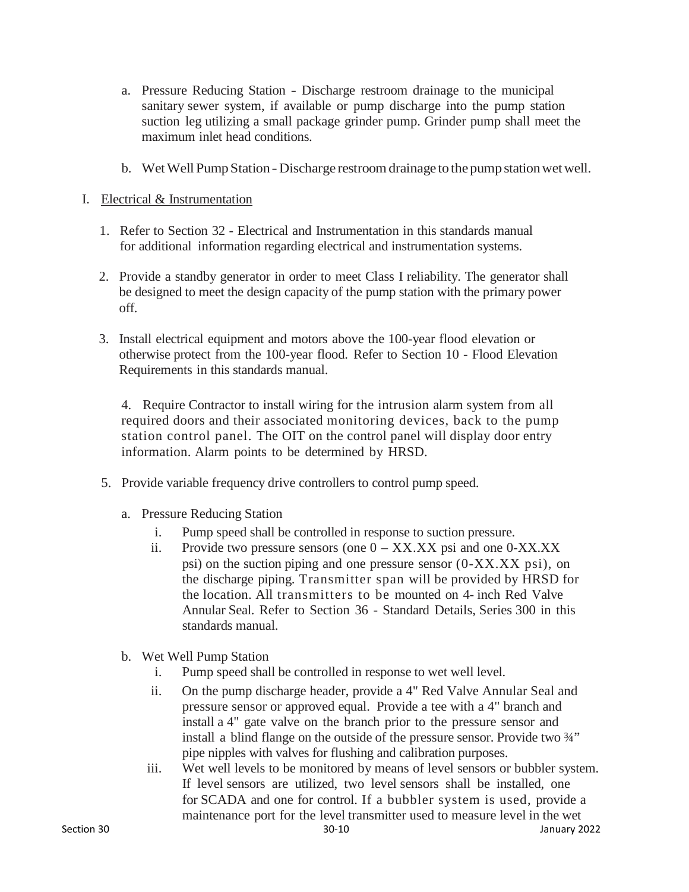a. Pressure Reducing Station - Discharge restroom drainage to the municipal sanitary sewer system, if available or pump discharge into the pump station suction leg utilizing a small package grinder pump. Grinder pump shall meet the maximum inlet head conditions.

b. Wet Well Pump Station - Discharge restroom drainage to the pump station wet well.

I. Electrical & Instrumentation

1. Refer to Section 32 - Electrical and Instrumentation in this standards manual for additional information regarding electrical and instrumentation systems.

2. Provide a standby generator in order to meet Class I reliability. The generator shall be designed to meet the design capacity of the pump station with the primary power off.

3. Install electrical equipment and motors above the 100-year flood elevation or otherwise protect from the 100-year flood. Refer to Section 10 - Flood Elevation Requirements in this standards manual.

4. Require Contractor to install wiring for the intrusion alarm system from all required doors and their associated monitoring devices, back to the pump station control panel. The OIT on the control panel will display door entry information. Alarm points to be determined by HRSD.

5. Provide variable frequency drive controllers to control pump speed.

   a. Pressure Reducing Station
      i. Pump speed shall be controlled in response to suction pressure.
      ii. Provide two pressure sensors (one 0 – XX.XX psi and one 0-XX.XX psi) on the suction piping and one pressure sensor (0-XX.XX psi), on the discharge piping. Transmitter span will be provided by HRSD for the location. All transmitters to be mounted on 4- inch Red Valve Annular Seal. Refer to Section 36 - Standard Details, Series 300 in this standards manual.

   b. Wet Well Pump Station
      i. Pump speed shall be controlled in response to wet well level.
      ii. On the pump discharge header, provide a 4" Red Valve Annular Seal and pressure sensor or approved equal. Provide a tee with a 4" branch and install a 4" gate valve on the branch prior to the pressure sensor and install a blind flange on the outside of the pressure sensor. Provide two ¾" pipe nipples with valves for flushing and calibration purposes.
      iii. Wet well levels to be monitored by means of level sensors or bubbler system. If level sensors are utilized, two level sensors shall be installed, one for SCADA and one for control. If a bubbler system is used, provide a maintenance port for the level transmitter used to measure level in the wet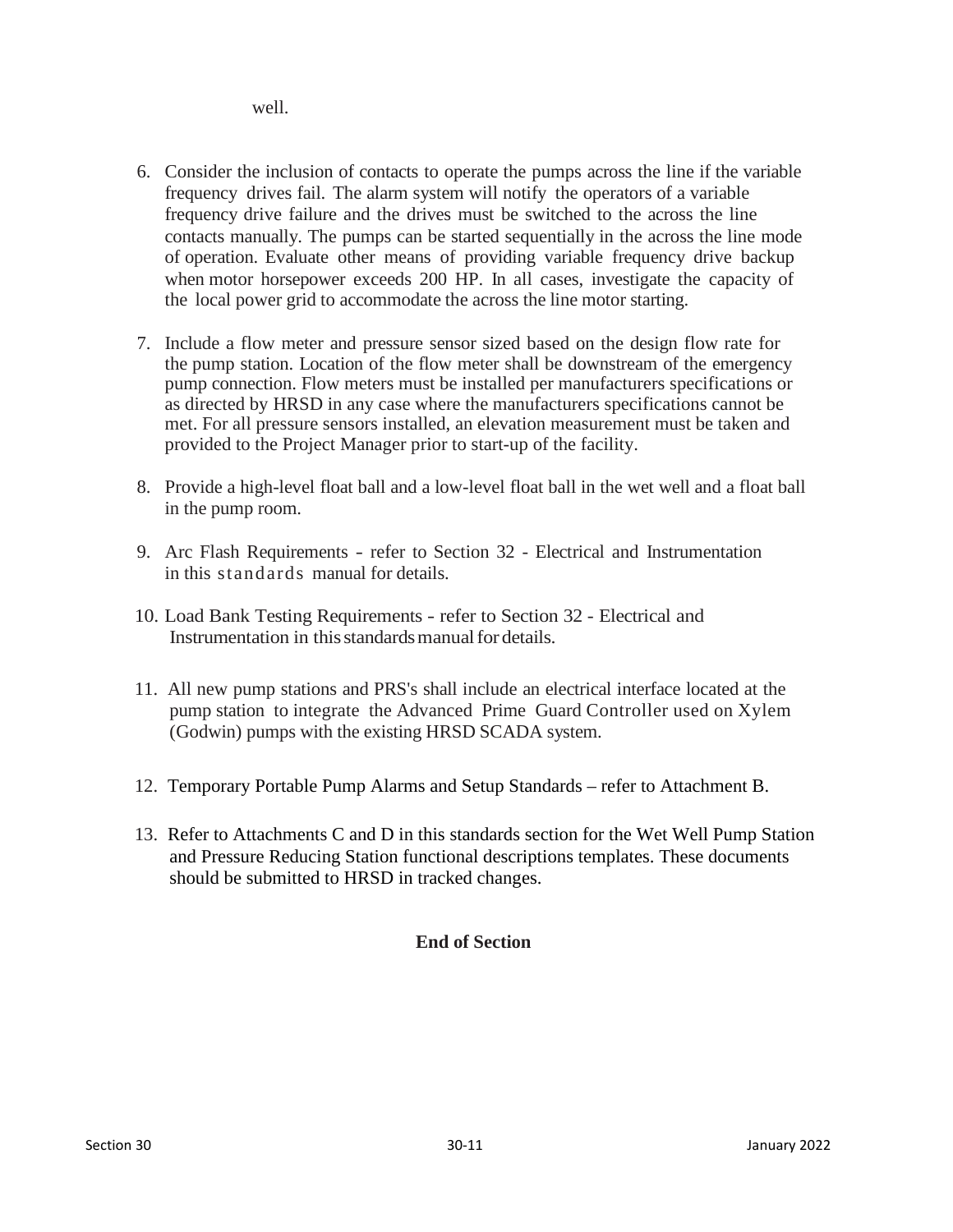well.

6. Consider the inclusion of contacts to operate the pumps across the line if the variable frequency drives fail. The alarm system will notify the operators of a variable frequency drive failure and the drives must be switched to the across the line contacts manually. The pumps can be started sequentially in the across the line mode of operation. Evaluate other means of providing variable frequency drive backup when motor horsepower exceeds 200 HP. In all cases, investigate the capacity of the local power grid to accommodate the across the line motor starting.

7. Include a flow meter and pressure sensor sized based on the design flow rate for the pump station. Location of the flow meter shall be downstream of the emergency pump connection. Flow meters must be installed per manufacturers specifications or as directed by HRSD in any case where the manufacturers specifications cannot be met. For all pressure sensors installed, an elevation measurement must be taken and provided to the Project Manager prior to start-up of the facility.

8. Provide a high-level float ball and a low-level float ball in the wet well and a float ball in the pump room.

9. Arc Flash Requirements - refer to Section 32 - Electrical and Instrumentation in this standards manual for details.

10. Load Bank Testing Requirements - refer to Section 32 - Electrical and Instrumentation in this standards manual for details.

11. All new pump stations and PRS's shall include an electrical interface located at the pump station to integrate the Advanced Prime Guard Controller used on Xylem (Godwin) pumps with the existing HRSD SCADA system.

12. Temporary Portable Pump Alarms and Setup Standards – refer to Attachment B.

13. Refer to Attachments C and D in this standards section for the Wet Well Pump Station and Pressure Reducing Station functional descriptions templates. These documents should be submitted to HRSD in tracked changes.

**End of Section**